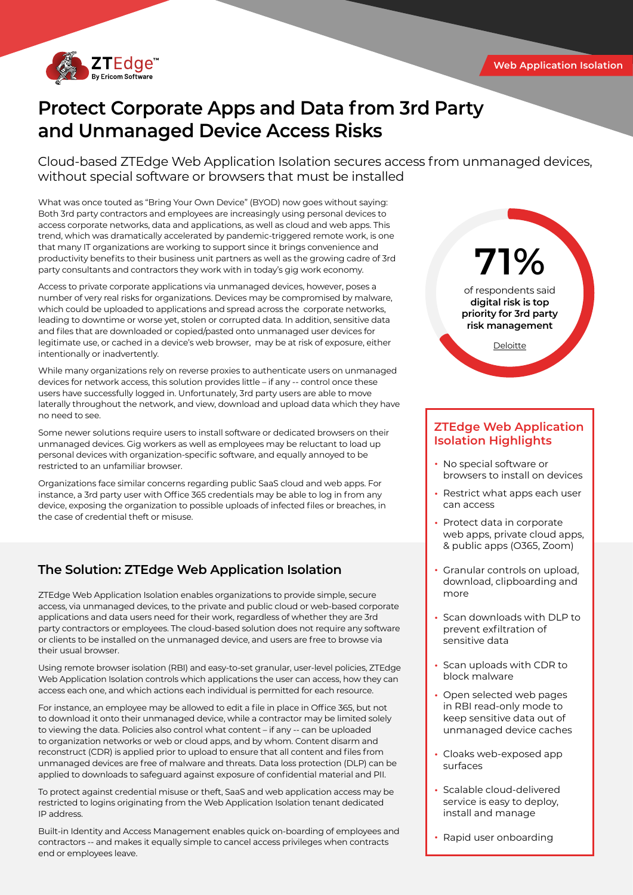ZTEdge™ By Ericom Software

Web Application Isolation

# Protect Corporate Apps and Data from 3rd Party and Unmanaged Device Access Risks

Cloud-based ZTEdge Web Application Isolation secures access from unmanaged devices, without special software or browsers that must be installed

What was once touted as "Bring Your Own Device" (BYOD) now goes without saying: Both 3rd party contractors and employees are increasingly using personal devices to access corporate networks, data and applications, as well as cloud and web apps. This trend, which was dramatically accelerated by pandemic-triggered remote work, is one that many IT organizations are working to support since it brings convenience and productivity benefits to their business unit partners as well as the growing cadre of 3rd party consultants and contractors they work with in today's gig work economy.

Access to private corporate applications via unmanaged devices, however, poses a number of very real risks for organizations. Devices may be compromised by malware, which could be uploaded to applications and spread across the corporate networks, leading to downtime or worse yet, stolen or corrupted data. In addition, sensitive data and files that are downloaded or copied/pasted onto unmanaged user devices for legitimate use, or cached in a device's web browser, may be at risk of exposure, either intentionally or inadvertently.

While many organizations rely on reverse proxies to authenticate users on unmanaged devices for network access, this solution provides little – if any -- control once these users have successfully logged in. Unfortunately, 3rd party users are able to move laterally throughout the network, and view, download and upload data which they have no need to see.

Some newer solutions require users to install software or dedicated browsers on their unmanaged devices. Gig workers as well as employees may be reluctant to load up personal devices with organization-specific software, and equally annoyed to be restricted to an unfamiliar browser.

Organizations face similar concerns regarding public SaaS cloud and web apps. For instance, a 3rd party user with Office 365 credentials may be able to log in from any device, exposing the organization to possible uploads of infected files or breaches, in the case of credential theft or misuse.

**71%** of respondents said **digital risk is top priority for 3rd party risk management**

Deloitte

## The Solution: ZTEdge Web Application Isolation

ZTEdge Web Application Isolation enables organizations to provide simple, secure access, via unmanaged devices, to the private and public cloud or web-based corporate applications and data users need for their work, regardless of whether they are 3rd party contractors or employees. The cloud-based solution does not require any software or clients to be installed on the unmanaged device, and users are free to browse via their usual browser.

Using remote browser isolation (RBI) and easy-to-set granular, user-level policies, ZTEdge Web Application Isolation controls which applications the user can access, how they can access each one, and which actions each individual is permitted for each resource.

For instance, an employee may be allowed to edit a file in place in Office 365, but not to download it onto their unmanaged device, while a contractor may be limited solely to viewing the data. Policies also control what content – if any -- can be uploaded to organization networks or web or cloud apps, and by whom. Content disarm and reconstruct (CDR) is applied prior to upload to ensure that all content and files from unmanaged devices are free of malware and threats. Data loss protection (DLP) can be applied to downloads to safeguard against exposure of confidential material and PII.

To protect against credential misuse or theft, SaaS and web application access may be restricted to logins originating from the Web Application Isolation tenant dedicated IP address.

Built-in Identity and Access Management enables quick on-boarding of employees and contractors -- and makes it equally simple to cancel access privileges when contracts end or employees leave.

### ZTEdge Web Application Isolation Highlights

- No special software or browsers to install on devices
- Restrict what apps each user can access
- Protect data in corporate web apps, private cloud apps, & public apps (O365, Zoom)
- Granular controls on upload, download, clipboarding and more
- Scan downloads with DLP to prevent exfiltration of sensitive data
- Scan uploads with CDR to block malware
- Open selected web pages in RBI read-only mode to keep sensitive data out of unmanaged device caches
- Cloaks web-exposed app surfaces
- Scalable cloud-delivered service is easy to deploy, install and manage
- Rapid user onboarding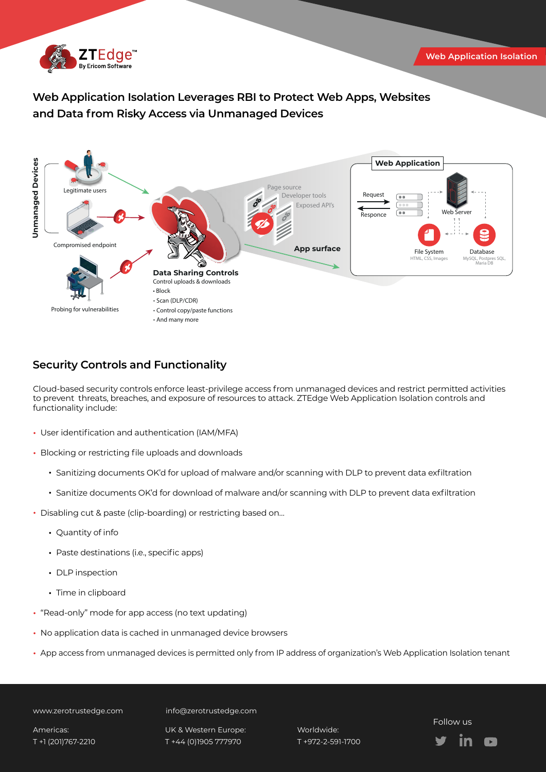Web Application Isolation

## Web Application Isolation Leverages RBI to Protect Web Apps, Websites and Data from Risky Access via Unmanaged Devices

Unmanaged Devices

Legitimate users

Compromised endpoint

Probing for vulnerabilities

Page source
Developer tools
Exposed API's

App surface

Web Application

Request
Responce

Web Server

File System
HTML, CSS, Images

Database
MySQL, Postpres SQL, Maria DB

**Data Sharing Controls**
Control uploads & downloads
• Block
• Scan (DLP/CDR)
• Control copy/paste functions
• And many more

## Security Controls and Functionality

Cloud-based security controls enforce least-privilege access from unmanaged devices and restrict permitted activities to prevent threats, breaches, and exposure of resources to attack. ZTEdge Web Application Isolation controls and functionality include:

- User identification and authentication (IAM/MFA)
- Blocking or restricting file uploads and downloads
  - Sanitizing documents OK'd for upload of malware and/or scanning with DLP to prevent data exfiltration
  - Sanitize documents OK'd for download of malware and/or scanning with DLP to prevent data exfiltration
- Disabling cut & paste (clip-boarding) or restricting based on...
  - Quantity of info
  - Paste destinations (i.e., specific apps)
  - DLP inspection
  - Time in clipboard
- "Read-only" mode for app access (no text updating)
- No application data is cached in unmanaged device browsers
- App access from unmanaged devices is permitted only from IP address of organization's Web Application Isolation tenant

www.zerotrustedge.com

info@zerotrustedge.com

Americas:
T +1 (201)767-2210

UK & Western Europe:
T +44 (0)1905 777970

Worldwide:
T +972-2-591-1700

Follow us